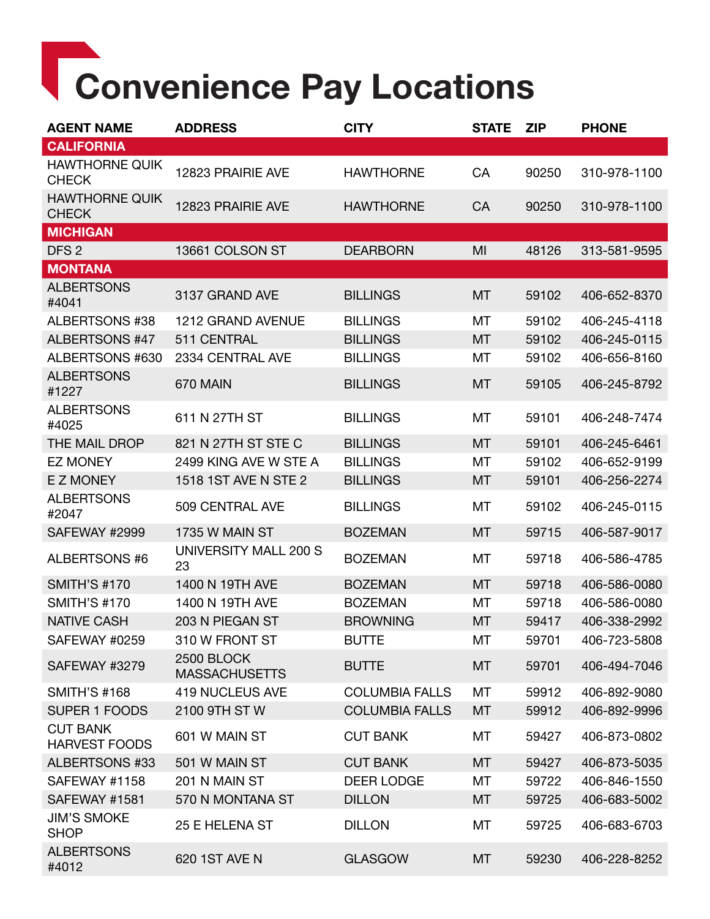# Convenience Pay Locations

| AGENT NAME | ADDRESS | CITY | STATE | ZIP | PHONE |
|---|---|---|---|---|---|
| **CALIFORNIA** | | | | | |
| HAWTHORNE QUIK CHECK | 12823 PRAIRIE AVE | HAWTHORNE | CA | 90250 | 310-978-1100 |
| HAWTHORNE QUIK CHECK | 12823 PRAIRIE AVE | HAWTHORNE | CA | 90250 | 310-978-1100 |
| **MICHIGAN** | | | | | |
| DFS 2 | 13661 COLSON ST | DEARBORN | MI | 48126 | 313-581-9595 |
| **MONTANA** | | | | | |
| ALBERTSONS #4041 | 3137 GRAND AVE | BILLINGS | MT | 59102 | 406-652-8370 |
| ALBERTSONS #38 | 1212 GRAND AVENUE | BILLINGS | MT | 59102 | 406-245-4118 |
| ALBERTSONS #47 | 511 CENTRAL | BILLINGS | MT | 59102 | 406-245-0115 |
| ALBERTSONS #630 | 2334 CENTRAL AVE | BILLINGS | MT | 59102 | 406-656-8160 |
| ALBERTSONS #1227 | 670 MAIN | BILLINGS | MT | 59105 | 406-245-8792 |
| ALBERTSONS #4025 | 611 N 27TH ST | BILLINGS | MT | 59101 | 406-248-7474 |
| THE MAIL DROP | 821 N 27TH ST STE C | BILLINGS | MT | 59101 | 406-245-6461 |
| EZ MONEY | 2499 KING AVE W STE A | BILLINGS | MT | 59102 | 406-652-9199 |
| E Z MONEY | 1518 1ST AVE N STE 2 | BILLINGS | MT | 59101 | 406-256-2274 |
| ALBERTSONS #2047 | 509 CENTRAL AVE | BILLINGS | MT | 59102 | 406-245-0115 |
| SAFEWAY #2999 | 1735 W MAIN ST | BOZEMAN | MT | 59715 | 406-587-9017 |
| ALBERTSONS #6 | UNIVERSITY MALL 200 S 23 | BOZEMAN | MT | 59718 | 406-586-4785 |
| SMITH'S #170 | 1400 N 19TH AVE | BOZEMAN | MT | 59718 | 406-586-0080 |
| SMITH'S #170 | 1400 N 19TH AVE | BOZEMAN | MT | 59718 | 406-586-0080 |
| NATIVE CASH | 203 N PIEGAN ST | BROWNING | MT | 59417 | 406-338-2992 |
| SAFEWAY #0259 | 310 W FRONT ST | BUTTE | MT | 59701 | 406-723-5808 |
| SAFEWAY #3279 | 2500 BLOCK MASSACHUSETTS | BUTTE | MT | 59701 | 406-494-7046 |
| SMITH'S #168 | 419 NUCLEUS AVE | COLUMBIA FALLS | MT | 59912 | 406-892-9080 |
| SUPER 1 FOODS | 2100 9TH ST W | COLUMBIA FALLS | MT | 59912 | 406-892-9996 |
| CUT BANK HARVEST FOODS | 601 W MAIN ST | CUT BANK | MT | 59427 | 406-873-0802 |
| ALBERTSONS #33 | 501 W MAIN ST | CUT BANK | MT | 59427 | 406-873-5035 |
| SAFEWAY #1158 | 201 N MAIN ST | DEER LODGE | MT | 59722 | 406-846-1550 |
| SAFEWAY #1581 | 570 N MONTANA ST | DILLON | MT | 59725 | 406-683-5002 |
| JIM'S SMOKE SHOP | 25 E HELENA ST | DILLON | MT | 59725 | 406-683-6703 |
| ALBERTSONS #4012 | 620 1ST AVE N | GLASGOW | MT | 59230 | 406-228-8252 |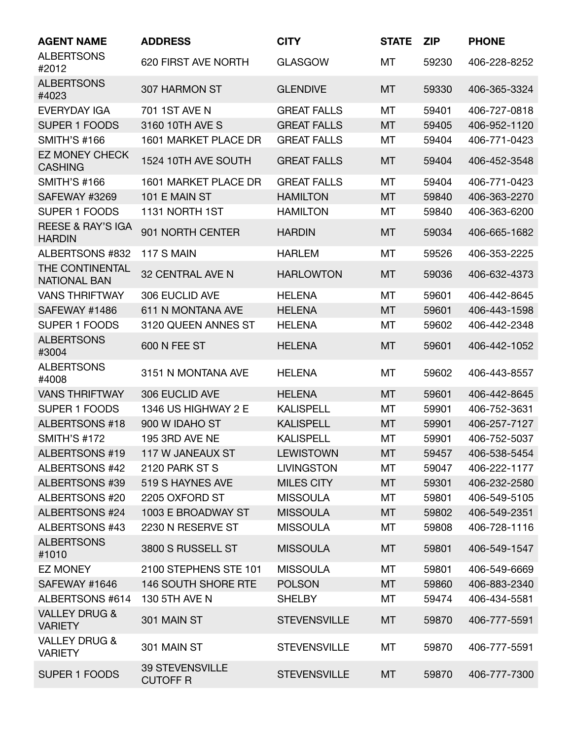| AGENT NAME | ADDRESS | CITY | STATE | ZIP | PHONE |
|---|---|---|---|---|---|
| ALBERTSONS #2012 | 620 FIRST AVE NORTH | GLASGOW | MT | 59230 | 406-228-8252 |
| ALBERTSONS #4023 | 307 HARMON ST | GLENDIVE | MT | 59330 | 406-365-3324 |
| EVERYDAY IGA | 701 1ST AVE N | GREAT FALLS | MT | 59401 | 406-727-0818 |
| SUPER 1 FOODS | 3160 10TH AVE S | GREAT FALLS | MT | 59405 | 406-952-1120 |
| SMITH'S #166 | 1601 MARKET PLACE DR | GREAT FALLS | MT | 59404 | 406-771-0423 |
| EZ MONEY CHECK CASHING | 1524 10TH AVE SOUTH | GREAT FALLS | MT | 59404 | 406-452-3548 |
| SMITH'S #166 | 1601 MARKET PLACE DR | GREAT FALLS | MT | 59404 | 406-771-0423 |
| SAFEWAY #3269 | 101 E MAIN ST | HAMILTON | MT | 59840 | 406-363-2270 |
| SUPER 1 FOODS | 1131 NORTH 1ST | HAMILTON | MT | 59840 | 406-363-6200 |
| REESE & RAY'S IGA HARDIN | 901 NORTH CENTER | HARDIN | MT | 59034 | 406-665-1682 |
| ALBERTSONS #832 | 117 S MAIN | HARLEM | MT | 59526 | 406-353-2225 |
| THE CONTINENTAL NATIONAL BAN | 32 CENTRAL AVE N | HARLOWTON | MT | 59036 | 406-632-4373 |
| VANS THRIFTWAY | 306 EUCLID AVE | HELENA | MT | 59601 | 406-442-8645 |
| SAFEWAY #1486 | 611 N MONTANA AVE | HELENA | MT | 59601 | 406-443-1598 |
| SUPER 1 FOODS | 3120 QUEEN ANNES ST | HELENA | MT | 59602 | 406-442-2348 |
| ALBERTSONS #3004 | 600 N FEE ST | HELENA | MT | 59601 | 406-442-1052 |
| ALBERTSONS #4008 | 3151 N MONTANA AVE | HELENA | MT | 59602 | 406-443-8557 |
| VANS THRIFTWAY | 306 EUCLID AVE | HELENA | MT | 59601 | 406-442-8645 |
| SUPER 1 FOODS | 1346 US HIGHWAY 2 E | KALISPELL | MT | 59901 | 406-752-3631 |
| ALBERTSONS #18 | 900 W IDAHO ST | KALISPELL | MT | 59901 | 406-257-7127 |
| SMITH'S #172 | 195 3RD AVE NE | KALISPELL | MT | 59901 | 406-752-5037 |
| ALBERTSONS #19 | 117 W JANEAUX ST | LEWISTOWN | MT | 59457 | 406-538-5454 |
| ALBERTSONS #42 | 2120 PARK ST S | LIVINGSTON | MT | 59047 | 406-222-1177 |
| ALBERTSONS #39 | 519 S HAYNES AVE | MILES CITY | MT | 59301 | 406-232-2580 |
| ALBERTSONS #20 | 2205 OXFORD ST | MISSOULA | MT | 59801 | 406-549-5105 |
| ALBERTSONS #24 | 1003 E BROADWAY ST | MISSOULA | MT | 59802 | 406-549-2351 |
| ALBERTSONS #43 | 2230 N RESERVE ST | MISSOULA | MT | 59808 | 406-728-1116 |
| ALBERTSONS #1010 | 3800 S RUSSELL ST | MISSOULA | MT | 59801 | 406-549-1547 |
| EZ MONEY | 2100 STEPHENS STE 101 | MISSOULA | MT | 59801 | 406-549-6669 |
| SAFEWAY #1646 | 146 SOUTH SHORE RTE | POLSON | MT | 59860 | 406-883-2340 |
| ALBERTSONS #614 | 130 5TH AVE N | SHELBY | MT | 59474 | 406-434-5581 |
| VALLEY DRUG & VARIETY | 301 MAIN ST | STEVENSVILLE | MT | 59870 | 406-777-5591 |
| VALLEY DRUG & VARIETY | 301 MAIN ST | STEVENSVILLE | MT | 59870 | 406-777-5591 |
| SUPER 1 FOODS | 39 STEVENSVILLE CUTOFF R | STEVENSVILLE | MT | 59870 | 406-777-7300 |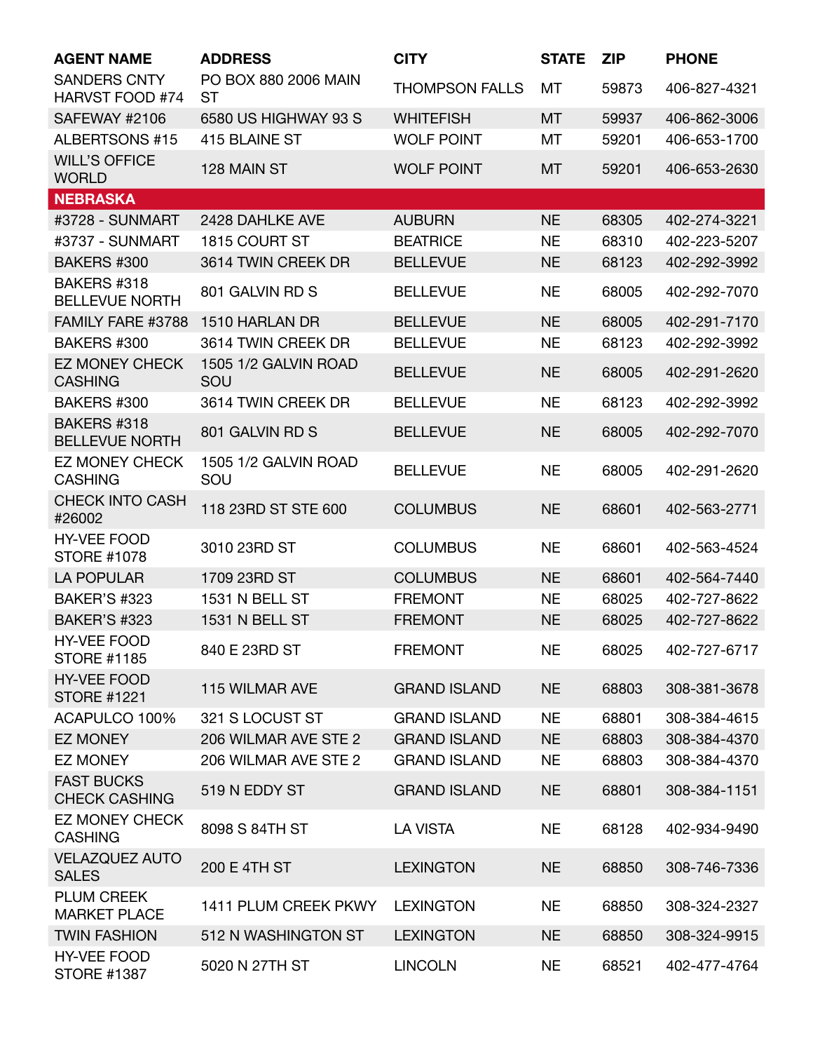| AGENT NAME | ADDRESS | CITY | STATE | ZIP | PHONE |
| --- | --- | --- | --- | --- | --- |
| SANDERS CNTY HARVST FOOD #74 | PO BOX 880 2006 MAIN ST | THOMPSON FALLS | MT | 59873 | 406-827-4321 |
| SAFEWAY #2106 | 6580 US HIGHWAY 93 S | WHITEFISH | MT | 59937 | 406-862-3006 |
| ALBERTSONS #15 | 415 BLAINE ST | WOLF POINT | MT | 59201 | 406-653-1700 |
| WILL'S OFFICE WORLD | 128 MAIN ST | WOLF POINT | MT | 59201 | 406-653-2630 |
| **NEBRASKA** | | | | | |
| #3728 - SUNMART | 2428 DAHLKE AVE | AUBURN | NE | 68305 | 402-274-3221 |
| #3737 - SUNMART | 1815 COURT ST | BEATRICE | NE | 68310 | 402-223-5207 |
| BAKERS #300 | 3614 TWIN CREEK DR | BELLEVUE | NE | 68123 | 402-292-3992 |
| BAKERS #318 BELLEVUE NORTH | 801 GALVIN RD S | BELLEVUE | NE | 68005 | 402-292-7070 |
| FAMILY FARE #3788 | 1510 HARLAN DR | BELLEVUE | NE | 68005 | 402-291-7170 |
| BAKERS #300 | 3614 TWIN CREEK DR | BELLEVUE | NE | 68123 | 402-292-3992 |
| EZ MONEY CHECK CASHING | 1505 1/2 GALVIN ROAD SOU | BELLEVUE | NE | 68005 | 402-291-2620 |
| BAKERS #300 | 3614 TWIN CREEK DR | BELLEVUE | NE | 68123 | 402-292-3992 |
| BAKERS #318 BELLEVUE NORTH | 801 GALVIN RD S | BELLEVUE | NE | 68005 | 402-292-7070 |
| EZ MONEY CHECK CASHING | 1505 1/2 GALVIN ROAD SOU | BELLEVUE | NE | 68005 | 402-291-2620 |
| CHECK INTO CASH #26002 | 118 23RD ST STE 600 | COLUMBUS | NE | 68601 | 402-563-2771 |
| HY-VEE FOOD STORE #1078 | 3010 23RD ST | COLUMBUS | NE | 68601 | 402-563-4524 |
| LA POPULAR | 1709 23RD ST | COLUMBUS | NE | 68601 | 402-564-7440 |
| BAKER'S #323 | 1531 N BELL ST | FREMONT | NE | 68025 | 402-727-8622 |
| BAKER'S #323 | 1531 N BELL ST | FREMONT | NE | 68025 | 402-727-8622 |
| HY-VEE FOOD STORE #1185 | 840 E 23RD ST | FREMONT | NE | 68025 | 402-727-6717 |
| HY-VEE FOOD STORE #1221 | 115 WILMAR AVE | GRAND ISLAND | NE | 68803 | 308-381-3678 |
| ACAPULCO 100% | 321 S LOCUST ST | GRAND ISLAND | NE | 68801 | 308-384-4615 |
| EZ MONEY | 206 WILMAR AVE STE 2 | GRAND ISLAND | NE | 68803 | 308-384-4370 |
| EZ MONEY | 206 WILMAR AVE STE 2 | GRAND ISLAND | NE | 68803 | 308-384-4370 |
| FAST BUCKS CHECK CASHING | 519 N EDDY ST | GRAND ISLAND | NE | 68801 | 308-384-1151 |
| EZ MONEY CHECK CASHING | 8098 S 84TH ST | LA VISTA | NE | 68128 | 402-934-9490 |
| VELAZQUEZ AUTO SALES | 200 E 4TH ST | LEXINGTON | NE | 68850 | 308-746-7336 |
| PLUM CREEK MARKET PLACE | 1411 PLUM CREEK PKWY | LEXINGTON | NE | 68850 | 308-324-2327 |
| TWIN FASHION | 512 N WASHINGTON ST | LEXINGTON | NE | 68850 | 308-324-9915 |
| HY-VEE FOOD STORE #1387 | 5020 N 27TH ST | LINCOLN | NE | 68521 | 402-477-4764 |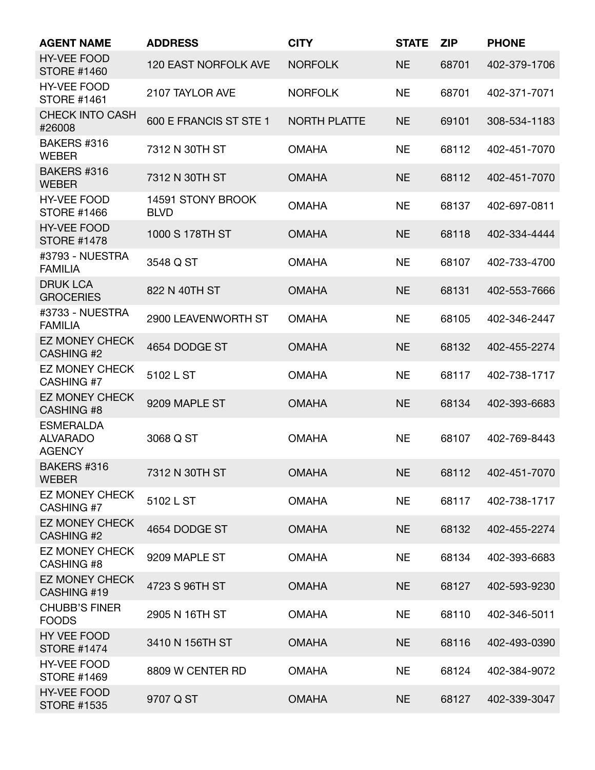| AGENT NAME | ADDRESS | CITY | STATE | ZIP | PHONE |
|---|---|---|---|---|---|
| HY-VEE FOOD STORE #1460 | 120 EAST NORFOLK AVE | NORFOLK | NE | 68701 | 402-379-1706 |
| HY-VEE FOOD STORE #1461 | 2107 TAYLOR AVE | NORFOLK | NE | 68701 | 402-371-7071 |
| CHECK INTO CASH #26008 | 600 E FRANCIS ST STE 1 | NORTH PLATTE | NE | 69101 | 308-534-1183 |
| BAKERS #316 WEBER | 7312 N 30TH ST | OMAHA | NE | 68112 | 402-451-7070 |
| BAKERS #316 WEBER | 7312 N 30TH ST | OMAHA | NE | 68112 | 402-451-7070 |
| HY-VEE FOOD STORE #1466 | 14591 STONY BROOK BLVD | OMAHA | NE | 68137 | 402-697-0811 |
| HY-VEE FOOD STORE #1478 | 1000 S 178TH ST | OMAHA | NE | 68118 | 402-334-4444 |
| #3793 - NUESTRA FAMILIA | 3548 Q ST | OMAHA | NE | 68107 | 402-733-4700 |
| DRUK LCA GROCERIES | 822 N 40TH ST | OMAHA | NE | 68131 | 402-553-7666 |
| #3733 - NUESTRA FAMILIA | 2900 LEAVENWORTH ST | OMAHA | NE | 68105 | 402-346-2447 |
| EZ MONEY CHECK CASHING #2 | 4654 DODGE ST | OMAHA | NE | 68132 | 402-455-2274 |
| EZ MONEY CHECK CASHING #7 | 5102 L ST | OMAHA | NE | 68117 | 402-738-1717 |
| EZ MONEY CHECK CASHING #8 | 9209 MAPLE ST | OMAHA | NE | 68134 | 402-393-6683 |
| ESMERALDA ALVARADO AGENCY | 3068 Q ST | OMAHA | NE | 68107 | 402-769-8443 |
| BAKERS #316 WEBER | 7312 N 30TH ST | OMAHA | NE | 68112 | 402-451-7070 |
| EZ MONEY CHECK CASHING #7 | 5102 L ST | OMAHA | NE | 68117 | 402-738-1717 |
| EZ MONEY CHECK CASHING #2 | 4654 DODGE ST | OMAHA | NE | 68132 | 402-455-2274 |
| EZ MONEY CHECK CASHING #8 | 9209 MAPLE ST | OMAHA | NE | 68134 | 402-393-6683 |
| EZ MONEY CHECK CASHING #19 | 4723 S 96TH ST | OMAHA | NE | 68127 | 402-593-9230 |
| CHUBB'S FINER FOODS | 2905 N 16TH ST | OMAHA | NE | 68110 | 402-346-5011 |
| HY VEE FOOD STORE #1474 | 3410 N 156TH ST | OMAHA | NE | 68116 | 402-493-0390 |
| HY-VEE FOOD STORE #1469 | 8809 W CENTER RD | OMAHA | NE | 68124 | 402-384-9072 |
| HY-VEE FOOD STORE #1535 | 9707 Q ST | OMAHA | NE | 68127 | 402-339-3047 |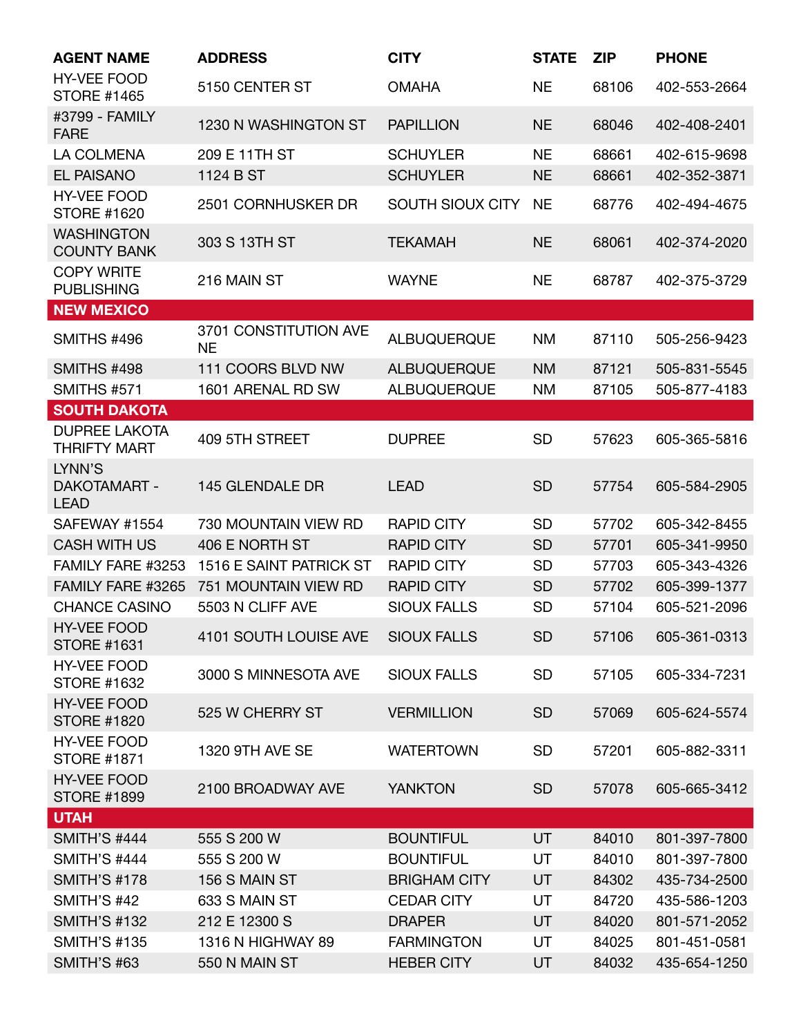| AGENT NAME | ADDRESS | CITY | STATE | ZIP | PHONE |
|---|---|---|---|---|---|
| HY-VEE FOOD STORE #1465 | 5150 CENTER ST | OMAHA | NE | 68106 | 402-553-2664 |
| #3799 - FAMILY FARE | 1230 N WASHINGTON ST | PAPILLION | NE | 68046 | 402-408-2401 |
| LA COLMENA | 209 E 11TH ST | SCHUYLER | NE | 68661 | 402-615-9698 |
| EL PAISANO | 1124 B ST | SCHUYLER | NE | 68661 | 402-352-3871 |
| HY-VEE FOOD STORE #1620 | 2501 CORNHUSKER DR | SOUTH SIOUX CITY | NE | 68776 | 402-494-4675 |
| WASHINGTON COUNTY BANK | 303 S 13TH ST | TEKAMAH | NE | 68061 | 402-374-2020 |
| COPY WRITE PUBLISHING | 216 MAIN ST | WAYNE | NE | 68787 | 402-375-3729 |
| **NEW MEXICO** | | | | | |
| SMITHS #496 | 3701 CONSTITUTION AVE NE | ALBUQUERQUE | NM | 87110 | 505-256-9423 |
| SMITHS #498 | 111 COORS BLVD NW | ALBUQUERQUE | NM | 87121 | 505-831-5545 |
| SMITHS #571 | 1601 ARENAL RD SW | ALBUQUERQUE | NM | 87105 | 505-877-4183 |
| **SOUTH DAKOTA** | | | | | |
| DUPREE LAKOTA THRIFTY MART | 409 5TH STREET | DUPREE | SD | 57623 | 605-365-5816 |
| LYNN'S DAKOTAMART - LEAD | 145 GLENDALE DR | LEAD | SD | 57754 | 605-584-2905 |
| SAFEWAY #1554 | 730 MOUNTAIN VIEW RD | RAPID CITY | SD | 57702 | 605-342-8455 |
| CASH WITH US | 406 E NORTH ST | RAPID CITY | SD | 57701 | 605-341-9950 |
| FAMILY FARE #3253 | 1516 E SAINT PATRICK ST | RAPID CITY | SD | 57703 | 605-343-4326 |
| FAMILY FARE #3265 | 751 MOUNTAIN VIEW RD | RAPID CITY | SD | 57702 | 605-399-1377 |
| CHANCE CASINO | 5503 N CLIFF AVE | SIOUX FALLS | SD | 57104 | 605-521-2096 |
| HY-VEE FOOD STORE #1631 | 4101 SOUTH LOUISE AVE | SIOUX FALLS | SD | 57106 | 605-361-0313 |
| HY-VEE FOOD STORE #1632 | 3000 S MINNESOTA AVE | SIOUX FALLS | SD | 57105 | 605-334-7231 |
| HY-VEE FOOD STORE #1820 | 525 W CHERRY ST | VERMILLION | SD | 57069 | 605-624-5574 |
| HY-VEE FOOD STORE #1871 | 1320 9TH AVE SE | WATERTOWN | SD | 57201 | 605-882-3311 |
| HY-VEE FOOD STORE #1899 | 2100 BROADWAY AVE | YANKTON | SD | 57078 | 605-665-3412 |
| **UTAH** | | | | | |
| SMITH'S #444 | 555 S 200 W | BOUNTIFUL | UT | 84010 | 801-397-7800 |
| SMITH'S #444 | 555 S 200 W | BOUNTIFUL | UT | 84010 | 801-397-7800 |
| SMITH'S #178 | 156 S MAIN ST | BRIGHAM CITY | UT | 84302 | 435-734-2500 |
| SMITH'S #42 | 633 S MAIN ST | CEDAR CITY | UT | 84720 | 435-586-1203 |
| SMITH'S #132 | 212 E 12300 S | DRAPER | UT | 84020 | 801-571-2052 |
| SMITH'S #135 | 1316 N HIGHWAY 89 | FARMINGTON | UT | 84025 | 801-451-0581 |
| SMITH'S #63 | 550 N MAIN ST | HEBER CITY | UT | 84032 | 435-654-1250 |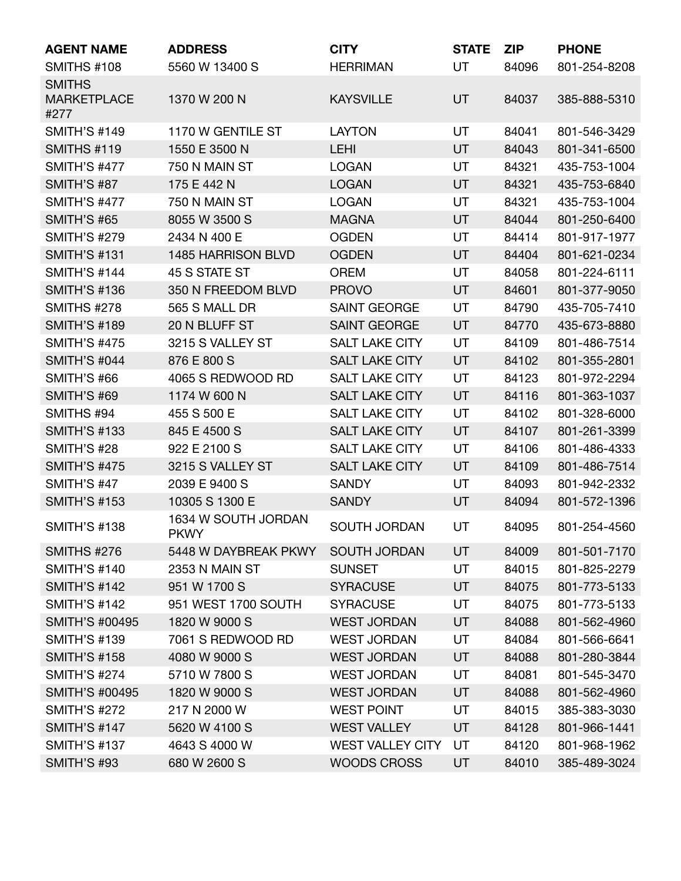| AGENT NAME | ADDRESS | CITY | STATE | ZIP | PHONE |
|---|---|---|---|---|---|
| SMITHS #108 | 5560 W 13400 S | HERRIMAN | UT | 84096 | 801-254-8208 |
| SMITHS MARKETPLACE #277 | 1370 W 200 N | KAYSVILLE | UT | 84037 | 385-888-5310 |
| SMITH'S #149 | 1170 W GENTILE ST | LAYTON | UT | 84041 | 801-546-3429 |
| SMITHS #119 | 1550 E 3500 N | LEHI | UT | 84043 | 801-341-6500 |
| SMITH'S #477 | 750 N MAIN ST | LOGAN | UT | 84321 | 435-753-1004 |
| SMITH'S #87 | 175 E 442 N | LOGAN | UT | 84321 | 435-753-6840 |
| SMITH'S #477 | 750 N MAIN ST | LOGAN | UT | 84321 | 435-753-1004 |
| SMITH'S #65 | 8055 W 3500 S | MAGNA | UT | 84044 | 801-250-6400 |
| SMITH'S #279 | 2434 N 400 E | OGDEN | UT | 84414 | 801-917-1977 |
| SMITH'S #131 | 1485 HARRISON BLVD | OGDEN | UT | 84404 | 801-621-0234 |
| SMITH'S #144 | 45 S STATE ST | OREM | UT | 84058 | 801-224-6111 |
| SMITH'S #136 | 350 N FREEDOM BLVD | PROVO | UT | 84601 | 801-377-9050 |
| SMITHS #278 | 565 S MALL DR | SAINT GEORGE | UT | 84790 | 435-705-7410 |
| SMITH'S #189 | 20 N BLUFF ST | SAINT GEORGE | UT | 84770 | 435-673-8880 |
| SMITH'S #475 | 3215 S VALLEY ST | SALT LAKE CITY | UT | 84109 | 801-486-7514 |
| SMITH'S #044 | 876 E 800 S | SALT LAKE CITY | UT | 84102 | 801-355-2801 |
| SMITH'S #66 | 4065 S REDWOOD RD | SALT LAKE CITY | UT | 84123 | 801-972-2294 |
| SMITH'S #69 | 1174 W 600 N | SALT LAKE CITY | UT | 84116 | 801-363-1037 |
| SMITHS #94 | 455 S 500 E | SALT LAKE CITY | UT | 84102 | 801-328-6000 |
| SMITH'S #133 | 845 E 4500 S | SALT LAKE CITY | UT | 84107 | 801-261-3399 |
| SMITH'S #28 | 922 E 2100 S | SALT LAKE CITY | UT | 84106 | 801-486-4333 |
| SMITH'S #475 | 3215 S VALLEY ST | SALT LAKE CITY | UT | 84109 | 801-486-7514 |
| SMITH'S #47 | 2039 E 9400 S | SANDY | UT | 84093 | 801-942-2332 |
| SMITH'S #153 | 10305 S 1300 E | SANDY | UT | 84094 | 801-572-1396 |
| SMITH'S #138 | 1634 W SOUTH JORDAN PKWY | SOUTH JORDAN | UT | 84095 | 801-254-4560 |
| SMITHS #276 | 5448 W DAYBREAK PKWY | SOUTH JORDAN | UT | 84009 | 801-501-7170 |
| SMITH'S #140 | 2353 N MAIN ST | SUNSET | UT | 84015 | 801-825-2279 |
| SMITH'S #142 | 951 W 1700 S | SYRACUSE | UT | 84075 | 801-773-5133 |
| SMITH'S #142 | 951 WEST 1700 SOUTH | SYRACUSE | UT | 84075 | 801-773-5133 |
| SMITH'S #00495 | 1820 W 9000 S | WEST JORDAN | UT | 84088 | 801-562-4960 |
| SMITH'S #139 | 7061 S REDWOOD RD | WEST JORDAN | UT | 84084 | 801-566-6641 |
| SMITH'S #158 | 4080 W 9000 S | WEST JORDAN | UT | 84088 | 801-280-3844 |
| SMITH'S #274 | 5710 W 7800 S | WEST JORDAN | UT | 84081 | 801-545-3470 |
| SMITH'S #00495 | 1820 W 9000 S | WEST JORDAN | UT | 84088 | 801-562-4960 |
| SMITH'S #272 | 217 N 2000 W | WEST POINT | UT | 84015 | 385-383-3030 |
| SMITH'S #147 | 5620 W 4100 S | WEST VALLEY | UT | 84128 | 801-966-1441 |
| SMITH'S #137 | 4643 S 4000 W | WEST VALLEY CITY | UT | 84120 | 801-968-1962 |
| SMITH'S #93 | 680 W 2600 S | WOODS CROSS | UT | 84010 | 385-489-3024 |